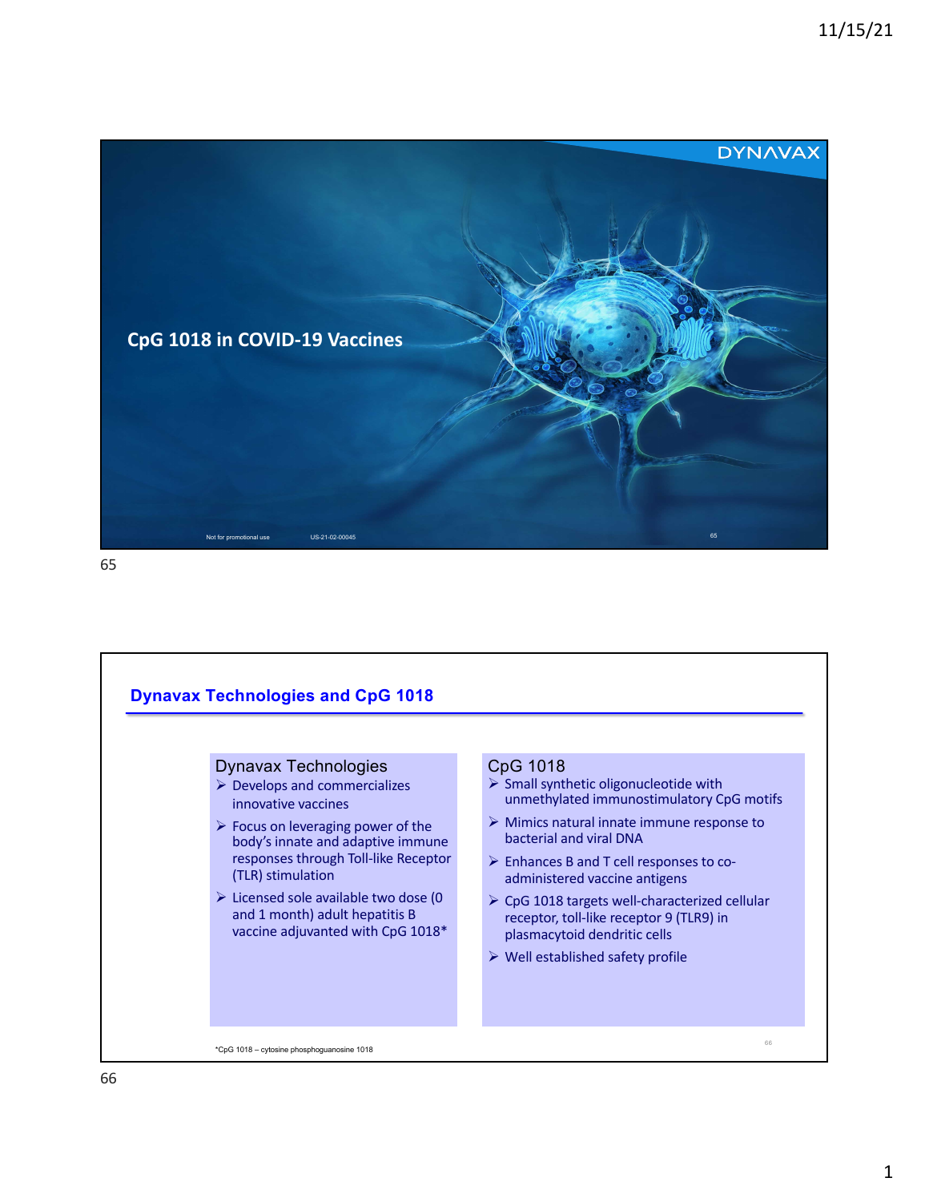# CpG 1018 in COVID-19 Vaccines

DYNAVAX

Not for promotional use US-21-02-00045

## Dynavax Technologies and CpG 1018

### Dynavax Technologies

- Develops and commercializes innovative vaccines
- Focus on leveraging power of the body's innate and adaptive immune responses through Toll-like Receptor (TLR) stimulation
- Licensed sole available two dose (0 and 1 month) adult hepatitis B vaccine adjuvanted with CpG 1018*

### CpG 1018

- Small synthetic oligonucleotide with unmethylated immunostimulatory CpG motifs
- Mimics natural innate immune response to bacterial and viral DNA
- Enhances B and T cell responses to co-administered vaccine antigens
- CpG 1018 targets well-characterized cellular receptor, toll-like receptor 9 (TLR9) in plasmacytoid dendritic cells
- Well established safety profile

*CpG 1018 – cytosine phosphoguanosine 1018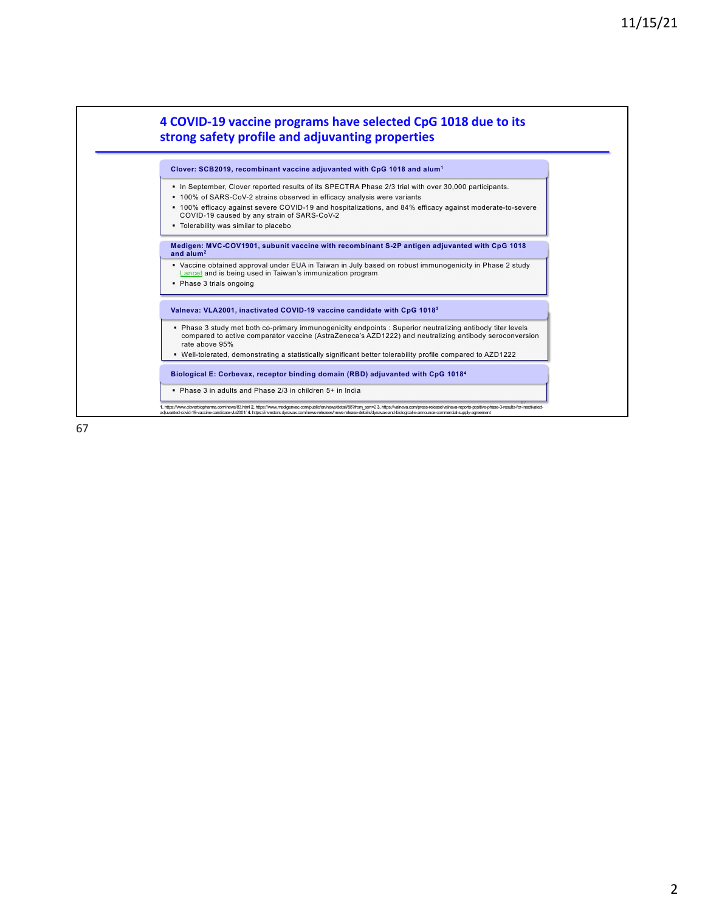## 4 COVID-19 vaccine programs have selected CpG 1018 due to its strong safety profile and adjuvanting properties

**Clover: SCB2019, recombinant vaccine adjuvanted with CpG 1018 and alum[1]**

- In September, Clover reported results of its SPECTRA Phase 2/3 trial with over 30,000 participants.
- 100% of SARS-CoV-2 strains observed in efficacy analysis were variants
- 100% efficacy against severe COVID-19 and hospitalizations, and 84% efficacy against moderate-to-severe COVID-19 caused by any strain of SARS-CoV-2
- Tolerability was similar to placebo

**Medigen: MVC-COV1901, subunit vaccine with recombinant S-2P antigen adjuvanted with CpG 1018 and alum[2]**

- Vaccine obtained approval under EUA in Taiwan in July based on robust immunogenicity in Phase 2 study Lancet and is being used in Taiwan's immunization program
- Phase 3 trials ongoing

**Valneva: VLA2001, inactivated COVID-19 vaccine candidate with CpG 1018[3]**

- Phase 3 study met both co-primary immunogenicity endpoints : Superior neutralizing antibody titer levels compared to active comparator vaccine (AstraZeneca's AZD1222) and neutralizing antibody seroconversion rate above 95%
- Well-tolerated, demonstrating a statistically significant better tolerability profile compared to AZD1222

**Biological E: Corbevax, receptor binding domain (RBD) adjuvanted with CpG 1018[4]**

- Phase 3 in adults and Phase 2/3 in children 5+ in India

1. https://www.cloverbiopharma.com/news/83.html 2. https://www.medigenvac.com/public/en/news/detail/88?from_sort=2 3. https://valneva.com/press-release/valneva-reports-positive-phase-3-results-for-inactivated-adjuvanted-covid-19-vaccine-candidate-vla2001/ 4. https://investors.dynavax.com/news-releases/news-release-details/dynavax-and-biological-e-announce-commercial-supply-agreement